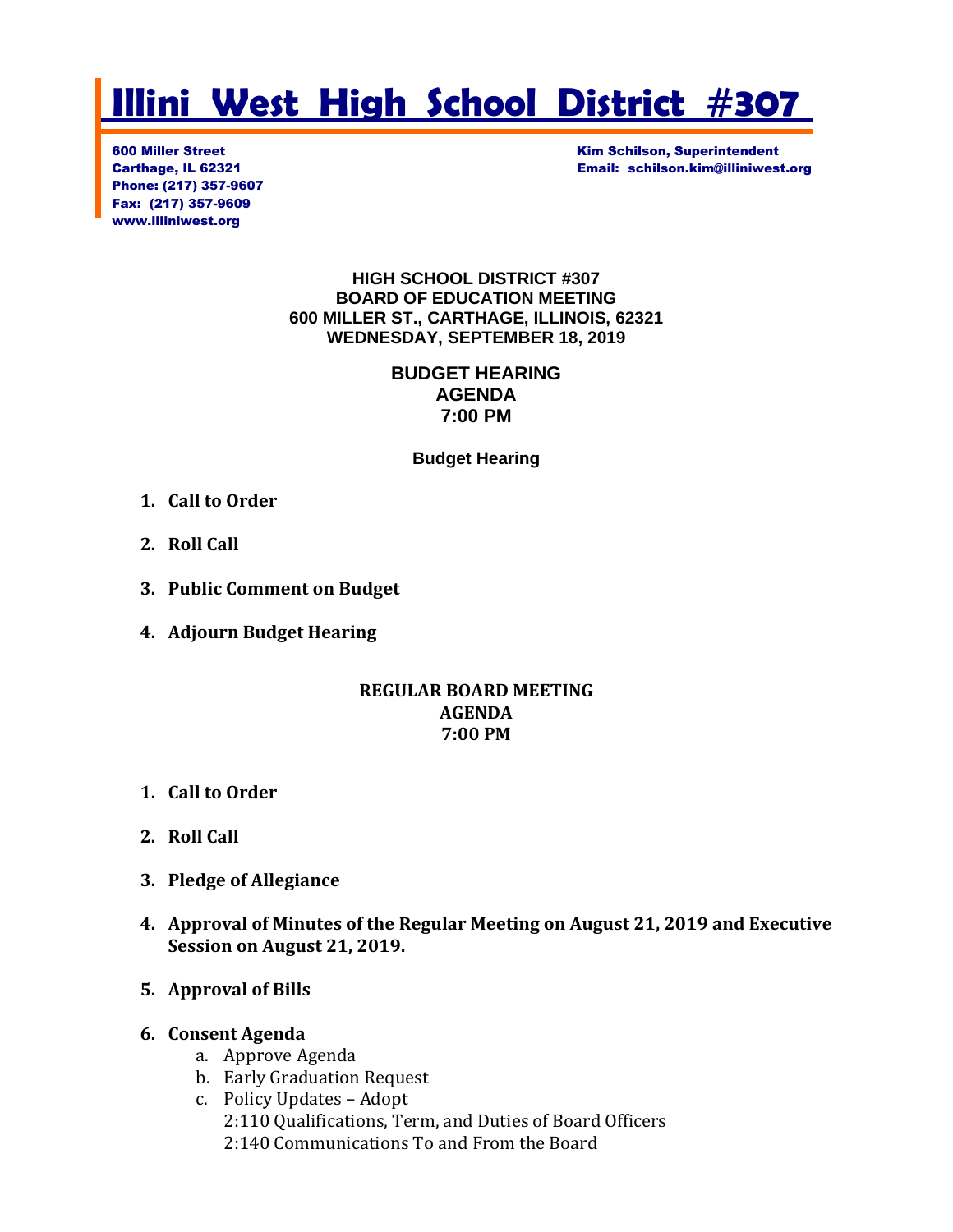# Illini West High School District #307

600 Miller Street
Carthage, IL 62321
Phone: (217) 357-9607
Fax: (217) 357-9609
www.illiniwest.org

Kim Schilson, Superintendent
Email: schilson.kim@illiniwest.org

**HIGH SCHOOL DISTRICT #307**
**BOARD OF EDUCATION MEETING**
**600 MILLER ST., CARTHAGE, ILLINOIS, 62321**
**WEDNESDAY, SEPTEMBER 18, 2019**

## BUDGET HEARING
## AGENDA
## 7:00 PM

### Budget Hearing

1. **Call to Order**
2. **Roll Call**
3. **Public Comment on Budget**
4. **Adjourn Budget Hearing**

## REGULAR BOARD MEETING
## AGENDA
## 7:00 PM

1. **Call to Order**
2. **Roll Call**
3. **Pledge of Allegiance**
4. **Approval of Minutes of the Regular Meeting on August 21, 2019 and Executive Session on August 21, 2019.**
5. **Approval of Bills**
6. **Consent Agenda**
   a. Approve Agenda
   b. Early Graduation Request
   c. Policy Updates – Adopt
      2:110 Qualifications, Term, and Duties of Board Officers
      2:140 Communications To and From the Board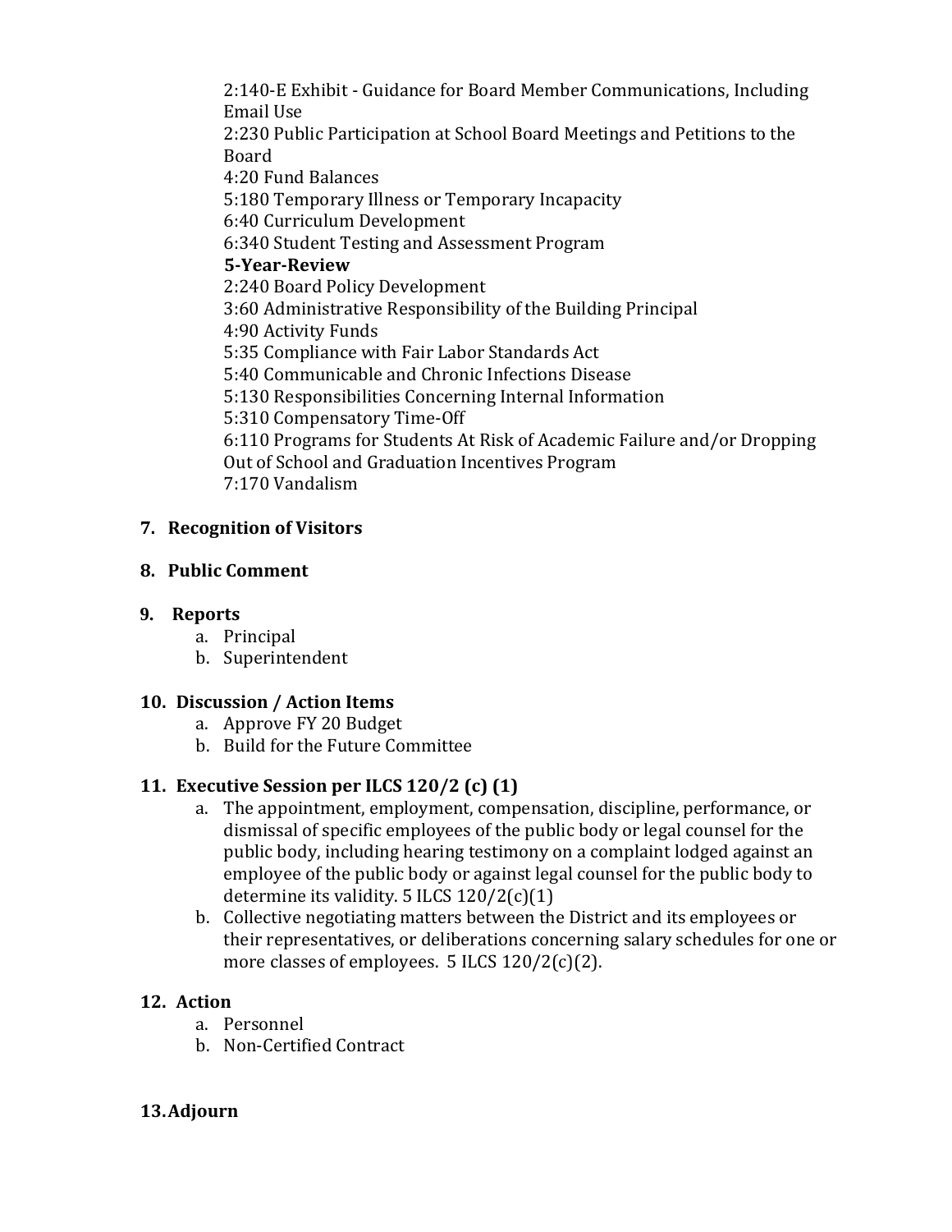2:140-E Exhibit - Guidance for Board Member Communications, Including Email Use
2:230 Public Participation at School Board Meetings and Petitions to the Board
4:20 Fund Balances
5:180 Temporary Illness or Temporary Incapacity
6:40 Curriculum Development
6:340 Student Testing and Assessment Program

**5-Year-Review**

2:240 Board Policy Development
3:60 Administrative Responsibility of the Building Principal
4:90 Activity Funds
5:35 Compliance with Fair Labor Standards Act
5:40 Communicable and Chronic Infections Disease
5:130 Responsibilities Concerning Internal Information
5:310 Compensatory Time-Off
6:110 Programs for Students At Risk of Academic Failure and/or Dropping Out of School and Graduation Incentives Program
7:170 Vandalism

**7. Recognition of Visitors**

**8. Public Comment**

**9. Reports**

a. Principal
b. Superintendent

**10. Discussion / Action Items**

a. Approve FY 20 Budget
b. Build for the Future Committee

**11. Executive Session per ILCS 120/2 (c) (1)**

a. The appointment, employment, compensation, discipline, performance, or dismissal of specific employees of the public body or legal counsel for the public body, including hearing testimony on a complaint lodged against an employee of the public body or against legal counsel for the public body to determine its validity. 5 ILCS 120/2(c)(1)
b. Collective negotiating matters between the District and its employees or their representatives, or deliberations concerning salary schedules for one or more classes of employees. 5 ILCS 120/2(c)(2).

**12. Action**

a. Personnel
b. Non-Certified Contract

**13. Adjourn**